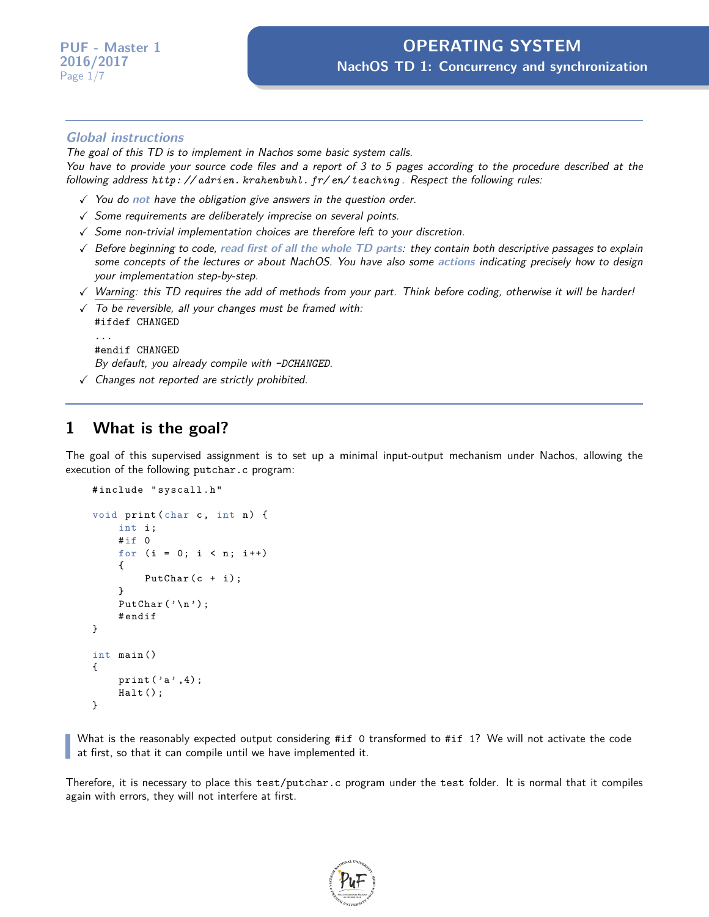# OPERATING SYSTEM

## NachOS TD 1: Concurrency and synchronization

PUF - Master 1
2016/2017

---

### *Global instructions*

*The goal of this TD is to implement in Nachos some basic system calls.*
*You have to provide your source code files and a report of 3 to 5 pages according to the procedure described at the following address* `http://adrien.krahenbuhl.fr/en/teaching`*. Respect the following rules:*

- ✓ *You do **not** have the obligation give answers in the question order.*
- ✓ *Some requirements are deliberately imprecise on several points.*
- ✓ *Some non-trivial implementation choices are therefore left to your discretion.*
- ✓ *Before beginning to code, **read first of all the whole TD parts**: they contain both descriptive passages to explain some concepts of the lectures or about NachOS. You have also some **actions** indicating precisely how to design your implementation step-by-step.*
- ✓ *Warning: this TD requires the add of methods from your part. Think before coding, otherwise it will be harder!*
- ✓ *To be reversible, all your changes must be framed with:*
  ```
  #ifdef CHANGED
  ...
  #endif CHANGED
  ```
  *By default, you already compile with* `-DCHANGED`*.*
- ✓ *Changes not reported are strictly prohibited.*

---

## 1 What is the goal?

The goal of this supervised assignment is to set up a minimal input-output mechanism under Nachos, allowing the execution of the following `putchar.c` program:

```c
#include "syscall.h"

void print(char c, int n) {
    int i;
    #if 0
    for (i = 0; i < n; i++)
    {
        PutChar(c + i);
    }
    PutChar('\n');
    #endif
}

int main()
{
    print('a',4);
    Halt();
}
```

> What is the reasonably expected output considering `#if 0` transformed to `#if 1`? We will not activate the code at first, so that it can compile until we have implemented it.

Therefore, it is necessary to place this `test/putchar.c` program under the `test` folder. It is normal that it compiles again with errors, they will not interfere at first.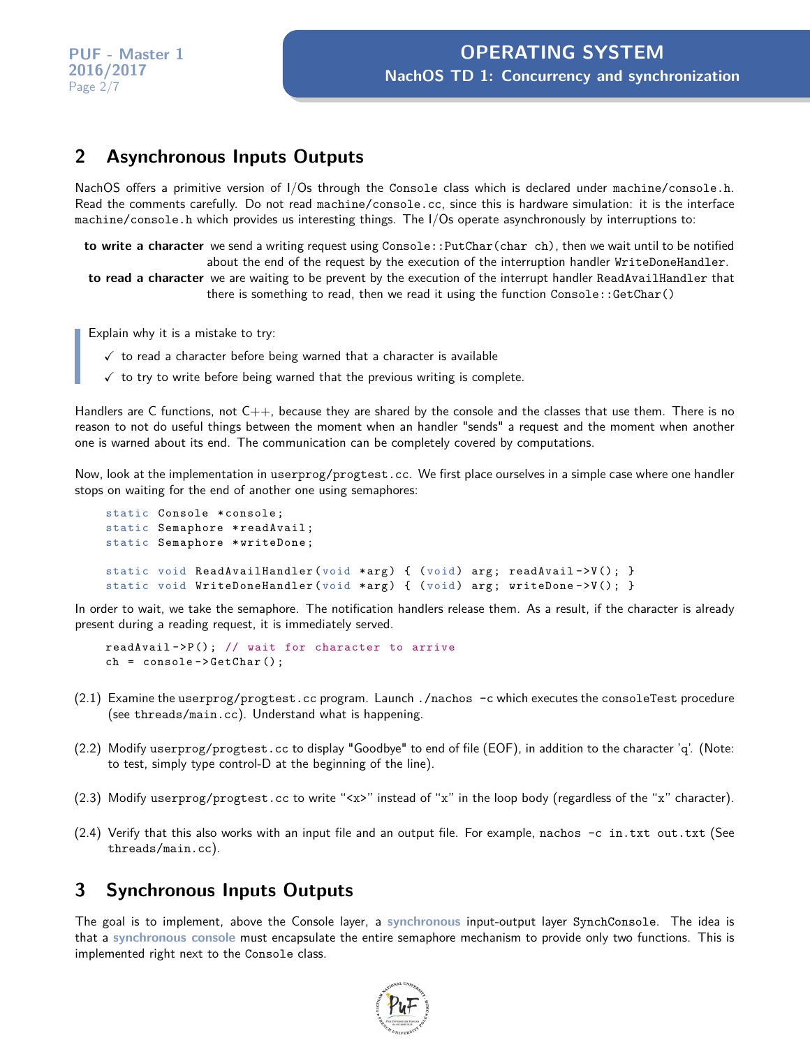## 2 Asynchronous Inputs Outputs

NachOS offers a primitive version of I/Os through the `Console` class which is declared under `machine/console.h`. Read the comments carefully. Do not read `machine/console.cc`, since this is hardware simulation: it is the interface `machine/console.h` which provides us interesting things. The I/Os operate asynchronously by interruptions to:

**to write a character** we send a writing request using `Console::PutChar(char ch)`, then we wait until to be notified about the end of the request by the execution of the interruption handler `WriteDoneHandler`.

**to read a character** we are waiting to be prevent by the execution of the interrupt handler `ReadAvailHandler` that there is something to read, then we read it using the function `Console::GetChar()`

> Explain why it is a mistake to try:
>
> ✓ to read a character before being warned that a character is available
>
> ✓ to try to write before being warned that the previous writing is complete.

Handlers are C functions, not C++, because they are shared by the console and the classes that use them. There is no reason to not do useful things between the moment when an handler "sends" a request and the moment when another one is warned about its end. The communication can be completely covered by computations.

Now, look at the implementation in `userprog/progtest.cc`. We first place ourselves in a simple case where one handler stops on waiting for the end of another one using semaphores:

```
static Console *console;
static Semaphore *readAvail;
static Semaphore *writeDone;

static void ReadAvailHandler(void *arg) { (void) arg; readAvail->V(); }
static void WriteDoneHandler(void *arg) { (void) arg; writeDone->V(); }
```

In order to wait, we take the semaphore. The notification handlers release them. As a result, if the character is already present during a reading request, it is immediately served.

```
readAvail->P(); // wait for character to arrive
ch = console->GetChar();
```

(2.1) Examine the `userprog/progtest.cc` program. Launch `./nachos -c` which executes the `consoleTest` procedure (see `threads/main.cc`). Understand what is happening.

(2.2) Modify `userprog/progtest.cc` to display "Goodbye" to end of file (EOF), in addition to the character 'q'. (Note: to test, simply type control-D at the beginning of the line).

(2.3) Modify `userprog/progtest.cc` to write "<x>" instead of "x" in the loop body (regardless of the "x" character).

(2.4) Verify that this also works with an input file and an output file. For example, `nachos -c in.txt out.txt` (See `threads/main.cc`).

## 3 Synchronous Inputs Outputs

The goal is to implement, above the Console layer, a **synchronous** input-output layer `SynchConsole`. The idea is that a **synchronous console** must encapsulate the entire semaphore mechanism to provide only two functions. This is implemented right next to the `Console` class.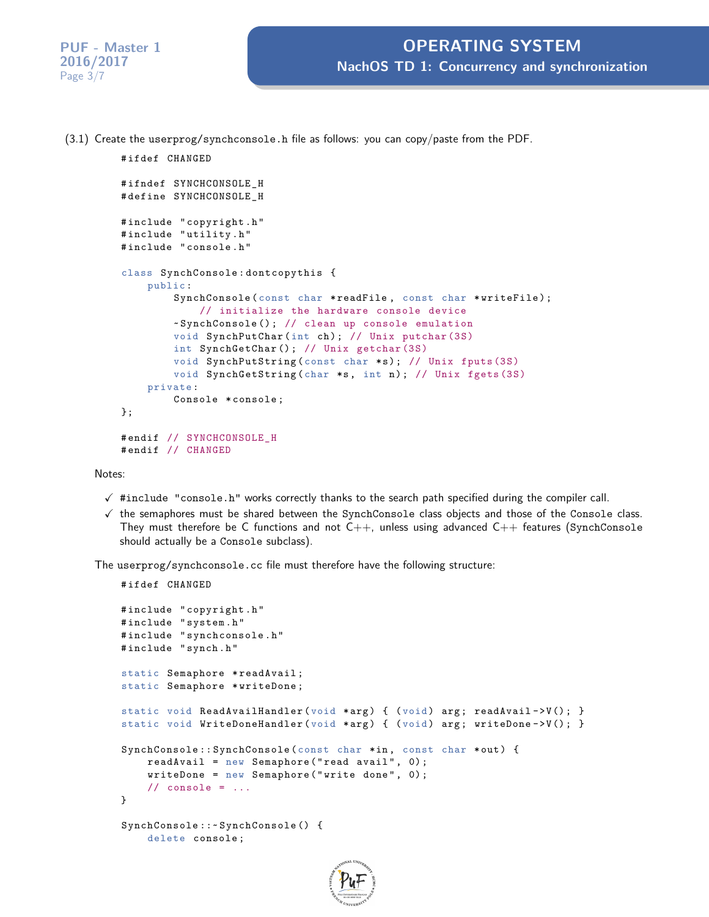(3.1) Create the userprog/synchconsole.h file as follows: you can copy/paste from the PDF.

```
#ifdef CHANGED

#ifndef SYNCHCONSOLE_H
#define SYNCHCONSOLE_H

#include "copyright.h"
#include "utility.h"
#include "console.h"

class SynchConsole:dontcopythis {
    public:
        SynchConsole(const char *readFile, const char *writeFile);
            // initialize the hardware console device
        ~SynchConsole(); // clean up console emulation
        void SynchPutChar(int ch); // Unix putchar(3S)
        int SynchGetChar(); // Unix getchar(3S)
        void SynchPutString(const char *s); // Unix fputs(3S)
        void SynchGetString(char *s, int n); // Unix fgets(3S)
    private:
        Console *console;
};

#endif // SYNCHCONSOLE_H
#endif // CHANGED
```

Notes:

- ✓ #include "console.h" works correctly thanks to the search path specified during the compiler call.
- ✓ the semaphores must be shared between the SynchConsole class objects and those of the Console class. They must therefore be C functions and not C++, unless using advanced C++ features (SynchConsole should actually be a Console subclass).

The userprog/synchconsole.cc file must therefore have the following structure:

```
#ifdef CHANGED

#include "copyright.h"
#include "system.h"
#include "synchconsole.h"
#include "synch.h"

static Semaphore *readAvail;
static Semaphore *writeDone;

static void ReadAvailHandler(void *arg) { (void) arg; readAvail->V(); }
static void WriteDoneHandler(void *arg) { (void) arg; writeDone->V(); }

SynchConsole::SynchConsole(const char *in, const char *out) {
    readAvail = new Semaphore("read avail", 0);
    writeDone = new Semaphore("write done", 0);
    // console = ...
}

SynchConsole::~SynchConsole() {
    delete console;
```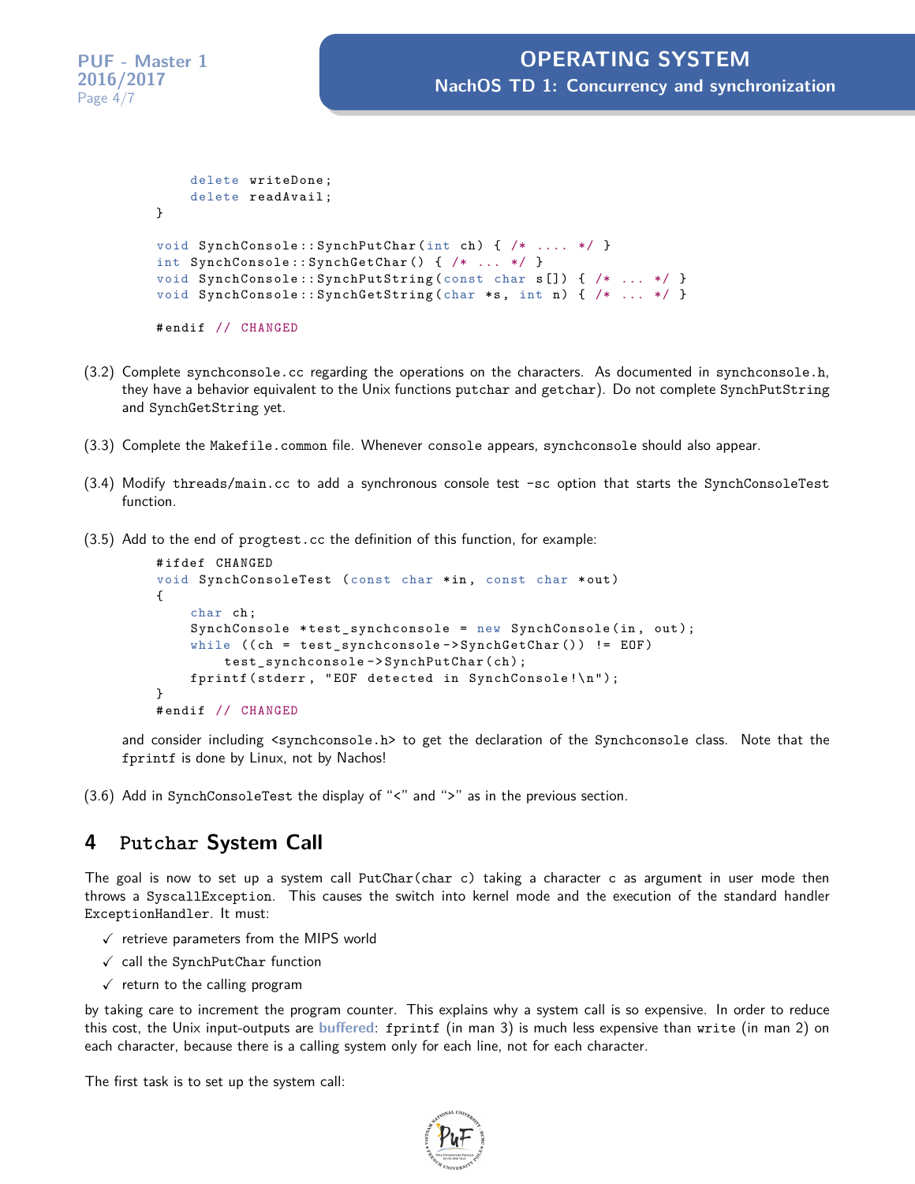```
    delete writeDone;
    delete readAvail;
}

void SynchConsole::SynchPutChar(int ch) { /* .... */ }
int SynchConsole::SynchGetChar() { /* ... */ }
void SynchConsole::SynchPutString(const char s[]) { /* ... */ }
void SynchConsole::SynchGetString(char *s, int n) { /* ... */ }

#endif // CHANGED
```

(3.2) Complete `synchconsole.cc` regarding the operations on the characters. As documented in `synchconsole.h`, they have a behavior equivalent to the Unix functions `putchar` and `getchar`). Do not complete `SynchPutString` and `SynchGetString` yet.

(3.3) Complete the `Makefile.common` file. Whenever `console` appears, `synchconsole` should also appear.

(3.4) Modify `threads/main.cc` to add a synchronous console test `-sc` option that starts the `SynchConsoleTest` function.

(3.5) Add to the end of `progtest.cc` the definition of this function, for example:

```
#ifdef CHANGED
void SynchConsoleTest (const char *in, const char *out)
{
    char ch;
    SynchConsole *test_synchconsole = new SynchConsole(in, out);
    while ((ch = test_synchconsole->SynchGetChar()) != EOF)
        test_synchconsole->SynchPutChar(ch);
    fprintf(stderr, "EOF detected in SynchConsole!\n");
}
#endif // CHANGED
```

and consider including `<synchconsole.h>` to get the declaration of the `Synchconsole` class. Note that the `fprintf` is done by Linux, not by Nachos!

(3.6) Add in `SynchConsoleTest` the display of "<" and ">" as in the previous section.

## 4 Putchar System Call

The goal is now to set up a system call `PutChar(char c)` taking a character `c` as argument in user mode then throws a `SyscallException`. This causes the switch into kernel mode and the execution of the standard handler `ExceptionHandler`. It must:

- ✓ retrieve parameters from the MIPS world
- ✓ call the `SynchPutChar` function
- ✓ return to the calling program

by taking care to increment the program counter. This explains why a system call is so expensive. In order to reduce this cost, the Unix input-outputs are **buffered**: `fprintf` (in man 3) is much less expensive than `write` (in man 2) on each character, because there is a calling system only for each line, not for each character.

The first task is to set up the system call: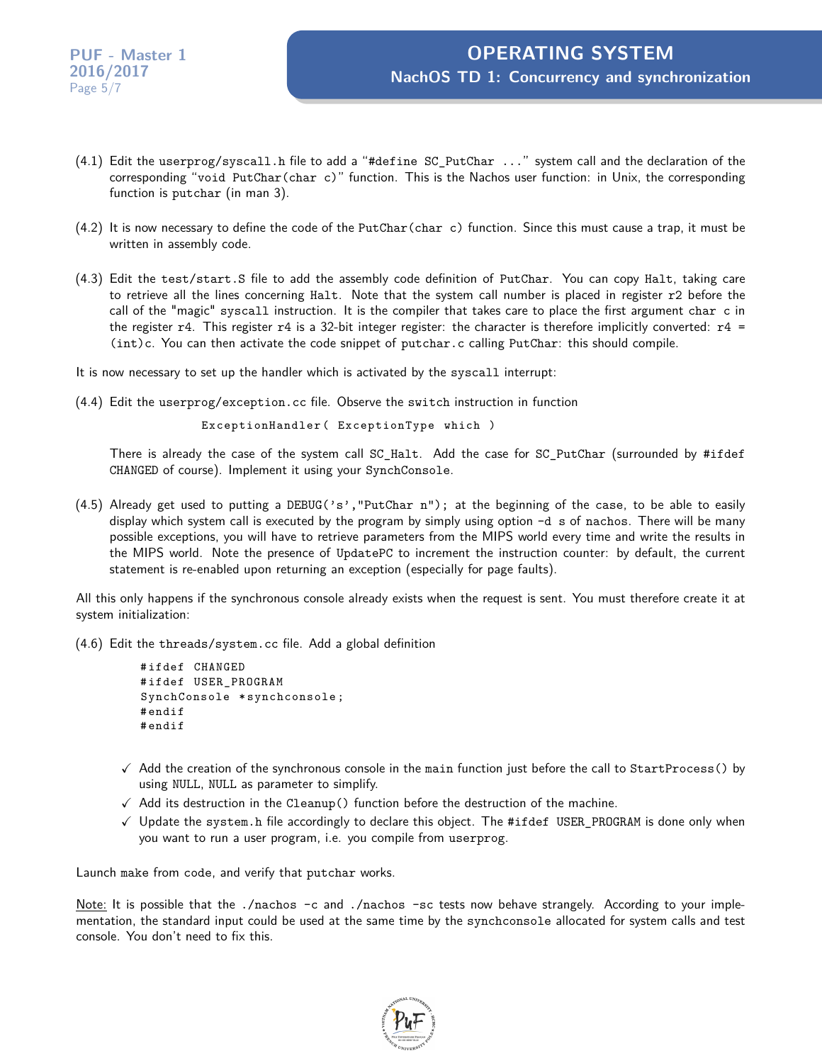(4.1) Edit the `userprog/syscall.h` file to add a "`#define SC_PutChar ...`" system call and the declaration of the corresponding "`void PutChar(char c)`" function. This is the Nachos user function: in Unix, the corresponding function is `putchar` (in man 3).

(4.2) It is now necessary to define the code of the `PutChar(char c)` function. Since this must cause a trap, it must be written in assembly code.

(4.3) Edit the `test/start.S` file to add the assembly code definition of `PutChar`. You can copy `Halt`, taking care to retrieve all the lines concerning `Halt`. Note that the system call number is placed in register `r2` before the call of the "magic" `syscall` instruction. It is the compiler that takes care to place the first argument `char c` in the register `r4`. This register `r4` is a 32-bit integer register: the character is therefore implicitly converted: `r4 = (int)c`. You can then activate the code snippet of `putchar.c` calling `PutChar`: this should compile.

It is now necessary to set up the handler which is activated by the `syscall` interrupt:

(4.4) Edit the `userprog/exception.cc` file. Observe the `switch` instruction in function

```
ExceptionHandler( ExceptionType which )
```

There is already the case of the system call `SC_Halt`. Add the case for `SC_PutChar` (surrounded by `#ifdef CHANGED` of course). Implement it using your `SynchConsole`.

(4.5) Already get used to putting a `DEBUG('s',"PutChar n");` at the beginning of the case, to be able to easily display which system call is executed by the program by simply using option `-d s` of `nachos`. There will be many possible exceptions, you will have to retrieve parameters from the MIPS world every time and write the results in the MIPS world. Note the presence of `UpdatePC` to increment the instruction counter: by default, the current statement is re-enabled upon returning an exception (especially for page faults).

All this only happens if the synchronous console already exists when the request is sent. You must therefore create it at system initialization:

(4.6) Edit the `threads/system.cc` file. Add a global definition

```
#ifdef CHANGED
#ifdef USER_PROGRAM
SynchConsole *synchconsole;
#endif
#endif
```

- ✓ Add the creation of the synchronous console in the `main` function just before the call to `StartProcess()` by using `NULL, NULL` as parameter to simplify.
- ✓ Add its destruction in the `Cleanup()` function before the destruction of the machine.
- ✓ Update the `system.h` file accordingly to declare this object. The `#ifdef USER_PROGRAM` is done only when you want to run a user program, i.e. you compile from `userprog`.

Launch `make` from `code`, and verify that `putchar` works.

Note: It is possible that the `./nachos -c` and `./nachos -sc` tests now behave strangely. According to your implementation, the standard input could be used at the same time by the `synchconsole` allocated for system calls and test console. You don't need to fix this.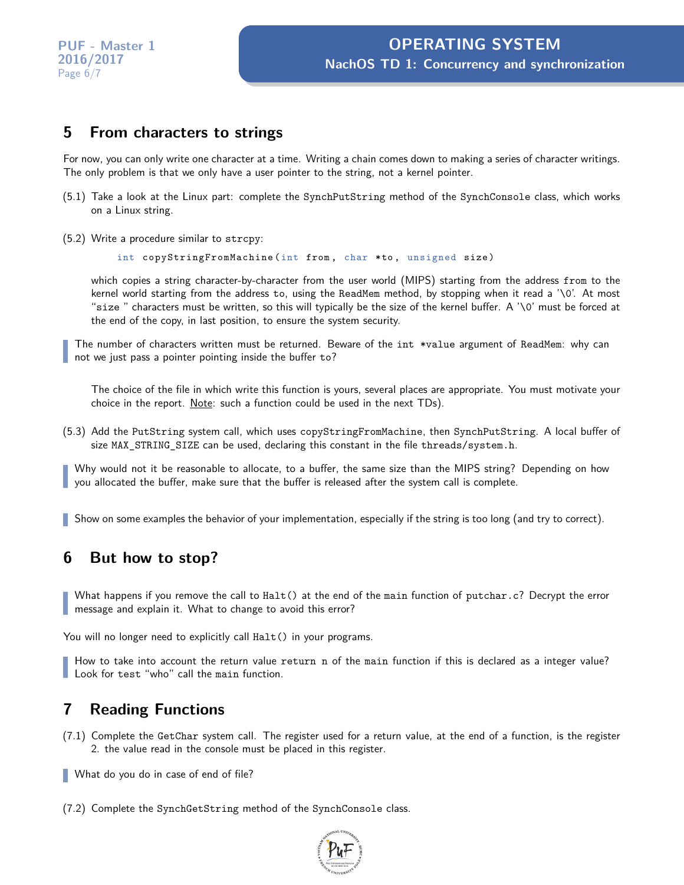## 5 From characters to strings

For now, you can only write one character at a time. Writing a chain comes down to making a series of character writings. The only problem is that we only have a user pointer to the string, not a kernel pointer.

(5.1) Take a look at the Linux part: complete the `SynchPutString` method of the `SynchConsole` class, which works on a Linux string.

(5.2) Write a procedure similar to `strcpy`:

```
int copyStringFromMachine(int from, char *to, unsigned size)
```

which copies a string character-by-character from the user world (MIPS) starting from the address `from` to the kernel world starting from the address `to`, using the `ReadMem` method, by stopping when it read a '\0'. At most "`size` " characters must be written, so this will typically be the size of the kernel buffer. A '\0' must be forced at the end of the copy, in last position, to ensure the system security.

> The number of characters written must be returned. Beware of the `int *value` argument of `ReadMem`: why can not we just pass a pointer pointing inside the buffer `to`?

The choice of the file in which write this function is yours, several places are appropriate. You must motivate your choice in the report. Note: such a function could be used in the next TDs).

(5.3) Add the `PutString` system call, which uses `copyStringFromMachine`, then `SynchPutString`. A local buffer of size `MAX_STRING_SIZE` can be used, declaring this constant in the file `threads/system.h`.

> Why would not it be reasonable to allocate, to a buffer, the same size than the MIPS string? Depending on how you allocated the buffer, make sure that the buffer is released after the system call is complete.

> Show on some examples the behavior of your implementation, especially if the string is too long (and try to correct).

## 6 But how to stop?

> What happens if you remove the call to `Halt()` at the end of the `main` function of `putchar.c`? Decrypt the error message and explain it. What to change to avoid this error?

You will no longer need to explicitly call `Halt()` in your programs.

> How to take into account the return value `return n` of the `main` function if this is declared as a integer value? Look for `test` "who" call the `main` function.

## 7 Reading Functions

(7.1) Complete the `GetChar` system call. The register used for a return value, at the end of a function, is the register 2. the value read in the console must be placed in this register.

> What do you do in case of end of file?

(7.2) Complete the `SynchGetString` method of the `SynchConsole` class.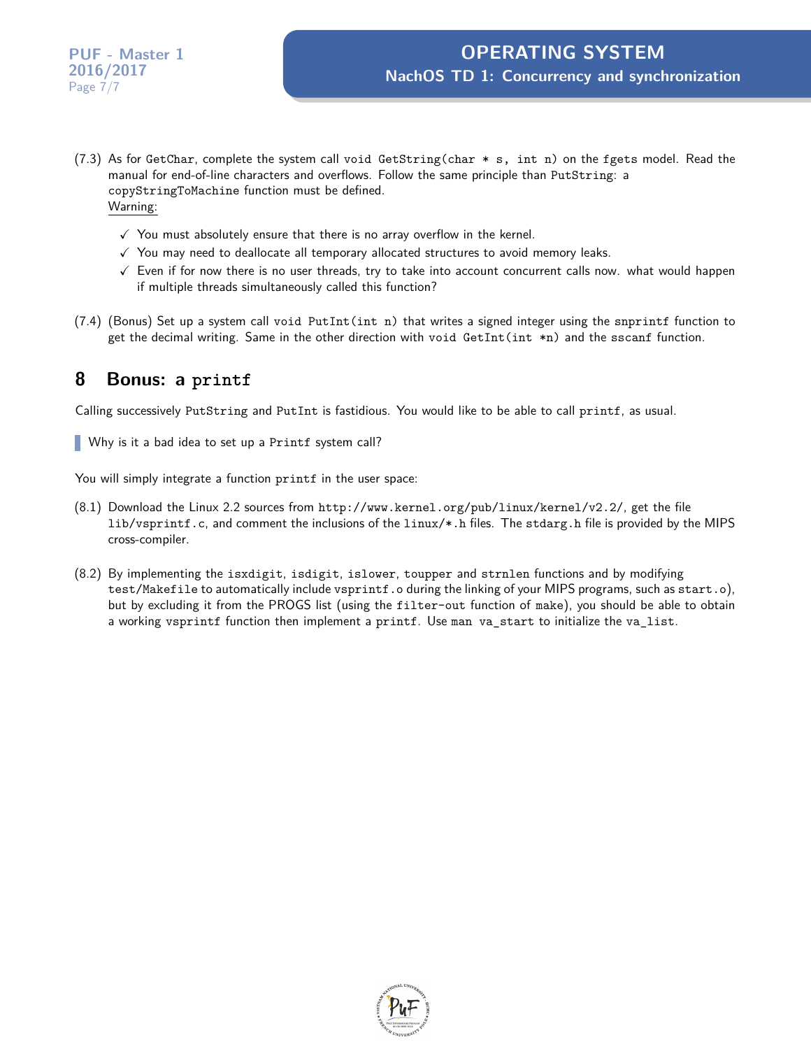(7.3) As for `GetChar`, complete the system call `void GetString(char * s, int n)` on the `fgets` model. Read the manual for end-of-line characters and overflows. Follow the same principle than `PutString`: a `copyStringToMachine` function must be defined.
Warning:

- ✓ You must absolutely ensure that there is no array overflow in the kernel.
- ✓ You may need to deallocate all temporary allocated structures to avoid memory leaks.
- ✓ Even if for now there is no user threads, try to take into account concurrent calls now. what would happen if multiple threads simultaneously called this function?

(7.4) (Bonus) Set up a system call `void PutInt(int n)` that writes a signed integer using the `snprintf` function to get the decimal writing. Same in the other direction with `void GetInt(int *n)` and the `sscanf` function.

## 8 Bonus: a printf

Calling successively `PutString` and `PutInt` is fastidious. You would like to be able to call `printf`, as usual.

> Why is it a bad idea to set up a `Printf` system call?

You will simply integrate a function `printf` in the user space:

(8.1) Download the Linux 2.2 sources from `http://www.kernel.org/pub/linux/kernel/v2.2/`, get the file `lib/vsprintf.c`, and comment the inclusions of the `linux/*.h` files. The `stdarg.h` file is provided by the MIPS cross-compiler.

(8.2) By implementing the `isxdigit`, `isdigit`, `islower`, `toupper` and `strnlen` functions and by modifying `test/Makefile` to automatically include `vsprintf.o` during the linking of your MIPS programs, such as `start.o`), but by excluding it from the PROGS list (using the `filter-out` function of `make`), you should be able to obtain a working `vsprintf` function then implement a `printf`. Use `man va_start` to initialize the `va_list`.